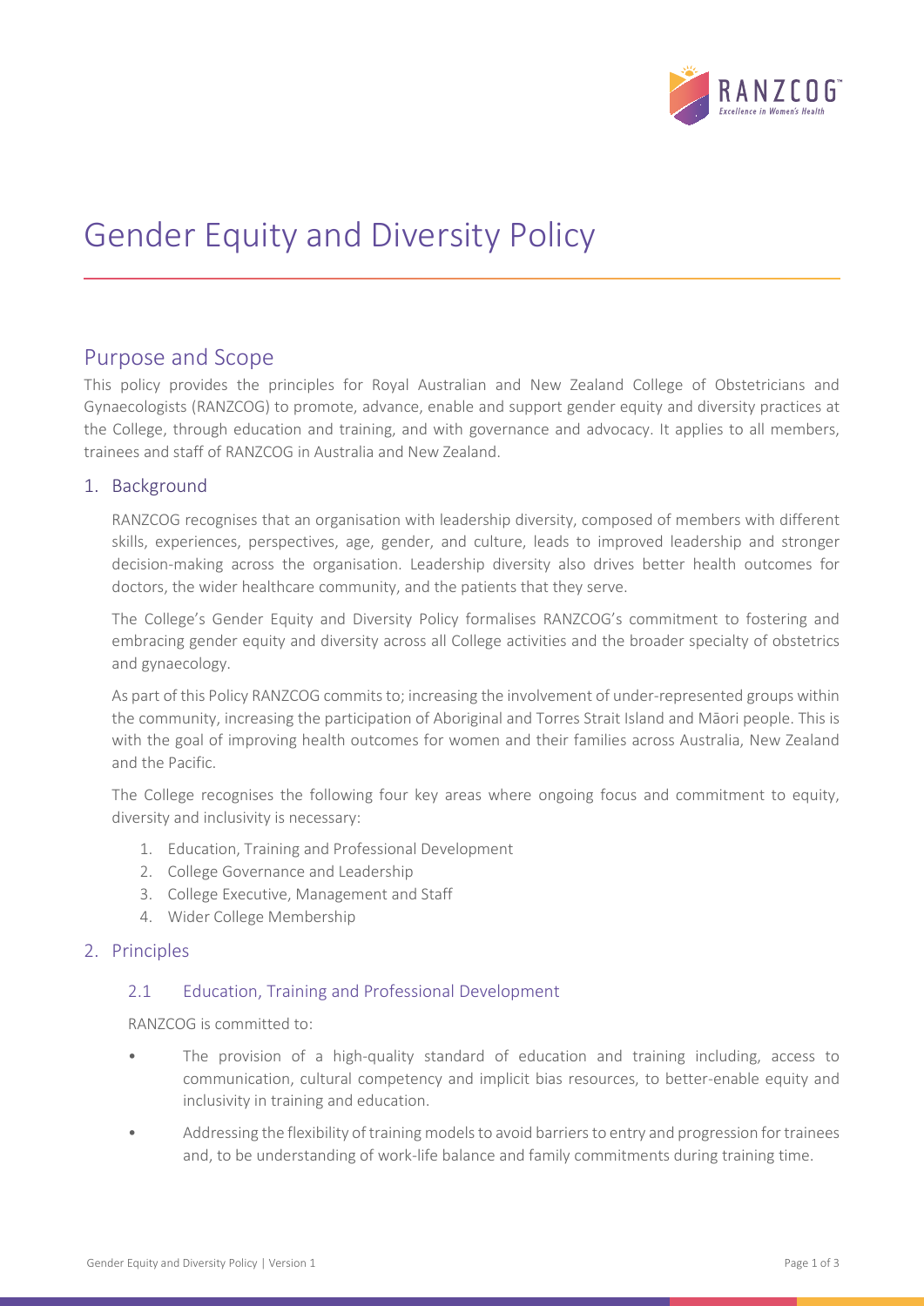# Gender Equity and Diversity Policy

## Purpose and Scope

This policy provides the principles for Royal Australian and New Zealand College of Obstetricians and Gynaecologists (RANZCOG) to promote, advance, enable and support gender equity and diversity practices at the College, through education and training, and with governance and advocacy. It applies to all members, trainees and staff of RANZCOG in Australia and New Zealand.

### 1. Background

RANZCOG recognises that an organisation with leadership diversity, composed of members with different skills, experiences, perspectives, age, gender, and culture, leads to improved leadership and stronger decision-making across the organisation. Leadership diversity also drives better health outcomes for doctors, the wider healthcare community, and the patients that they serve.

The College's Gender Equity and Diversity Policy formalises RANZCOG's commitment to fostering and embracing gender equity and diversity across all College activities and the broader specialty of obstetrics and gynaecology.

As part of this Policy RANZCOG commits to; increasing the involvement of under-represented groups within the community, increasing the participation of Aboriginal and Torres Strait Island and Māori people. This is with the goal of improving health outcomes for women and their families across Australia, New Zealand and the Pacific.

The College recognises the following four key areas where ongoing focus and commitment to equity, diversity and inclusivity is necessary:

1. Education, Training and Professional Development
2. College Governance and Leadership
3. College Executive, Management and Staff
4. Wider College Membership

### 2. Principles

#### 2.1 Education, Training and Professional Development

RANZCOG is committed to:

- The provision of a high-quality standard of education and training including, access to communication, cultural competency and implicit bias resources, to better-enable equity and inclusivity in training and education.
- Addressing the flexibility of training models to avoid barriers to entry and progression for trainees and, to be understanding of work-life balance and family commitments during training time.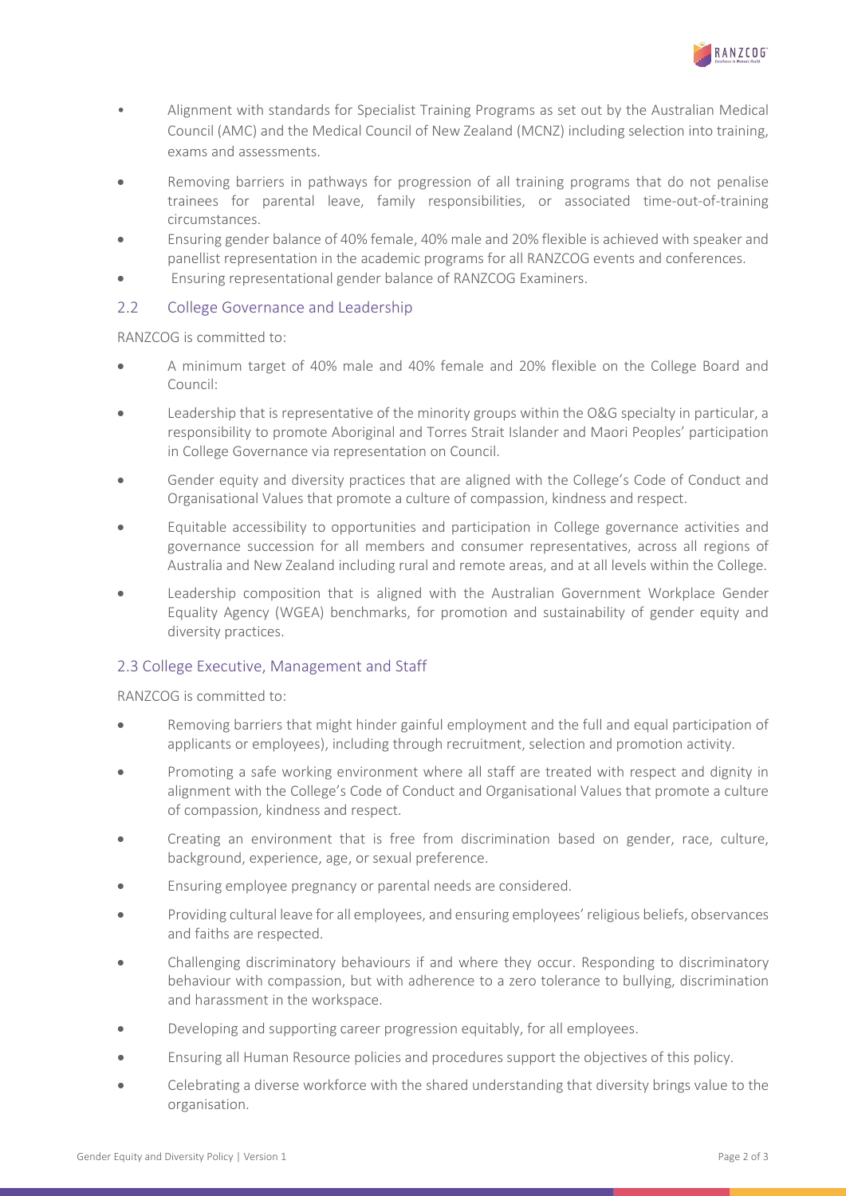- Alignment with standards for Specialist Training Programs as set out by the Australian Medical Council (AMC) and the Medical Council of New Zealand (MCNZ) including selection into training, exams and assessments.
- Removing barriers in pathways for progression of all training programs that do not penalise trainees for parental leave, family responsibilities, or associated time-out-of-training circumstances.
- Ensuring gender balance of 40% female, 40% male and 20% flexible is achieved with speaker and panellist representation in the academic programs for all RANZCOG events and conferences.
- Ensuring representational gender balance of RANZCOG Examiners.

## 2.2 College Governance and Leadership

RANZCOG is committed to:

- A minimum target of 40% male and 40% female and 20% flexible on the College Board and Council:
- Leadership that is representative of the minority groups within the O&G specialty in particular, a responsibility to promote Aboriginal and Torres Strait Islander and Maori Peoples' participation in College Governance via representation on Council.
- Gender equity and diversity practices that are aligned with the College's Code of Conduct and Organisational Values that promote a culture of compassion, kindness and respect.
- Equitable accessibility to opportunities and participation in College governance activities and governance succession for all members and consumer representatives, across all regions of Australia and New Zealand including rural and remote areas, and at all levels within the College.
- Leadership composition that is aligned with the Australian Government Workplace Gender Equality Agency (WGEA) benchmarks, for promotion and sustainability of gender equity and diversity practices.

## 2.3 College Executive, Management and Staff

RANZCOG is committed to:

- Removing barriers that might hinder gainful employment and the full and equal participation of applicants or employees), including through recruitment, selection and promotion activity.
- Promoting a safe working environment where all staff are treated with respect and dignity in alignment with the College's Code of Conduct and Organisational Values that promote a culture of compassion, kindness and respect.
- Creating an environment that is free from discrimination based on gender, race, culture, background, experience, age, or sexual preference.
- Ensuring employee pregnancy or parental needs are considered.
- Providing cultural leave for all employees, and ensuring employees' religious beliefs, observances and faiths are respected.
- Challenging discriminatory behaviours if and where they occur. Responding to discriminatory behaviour with compassion, but with adherence to a zero tolerance to bullying, discrimination and harassment in the workspace.
- Developing and supporting career progression equitably, for all employees.
- Ensuring all Human Resource policies and procedures support the objectives of this policy.
- Celebrating a diverse workforce with the shared understanding that diversity brings value to the organisation.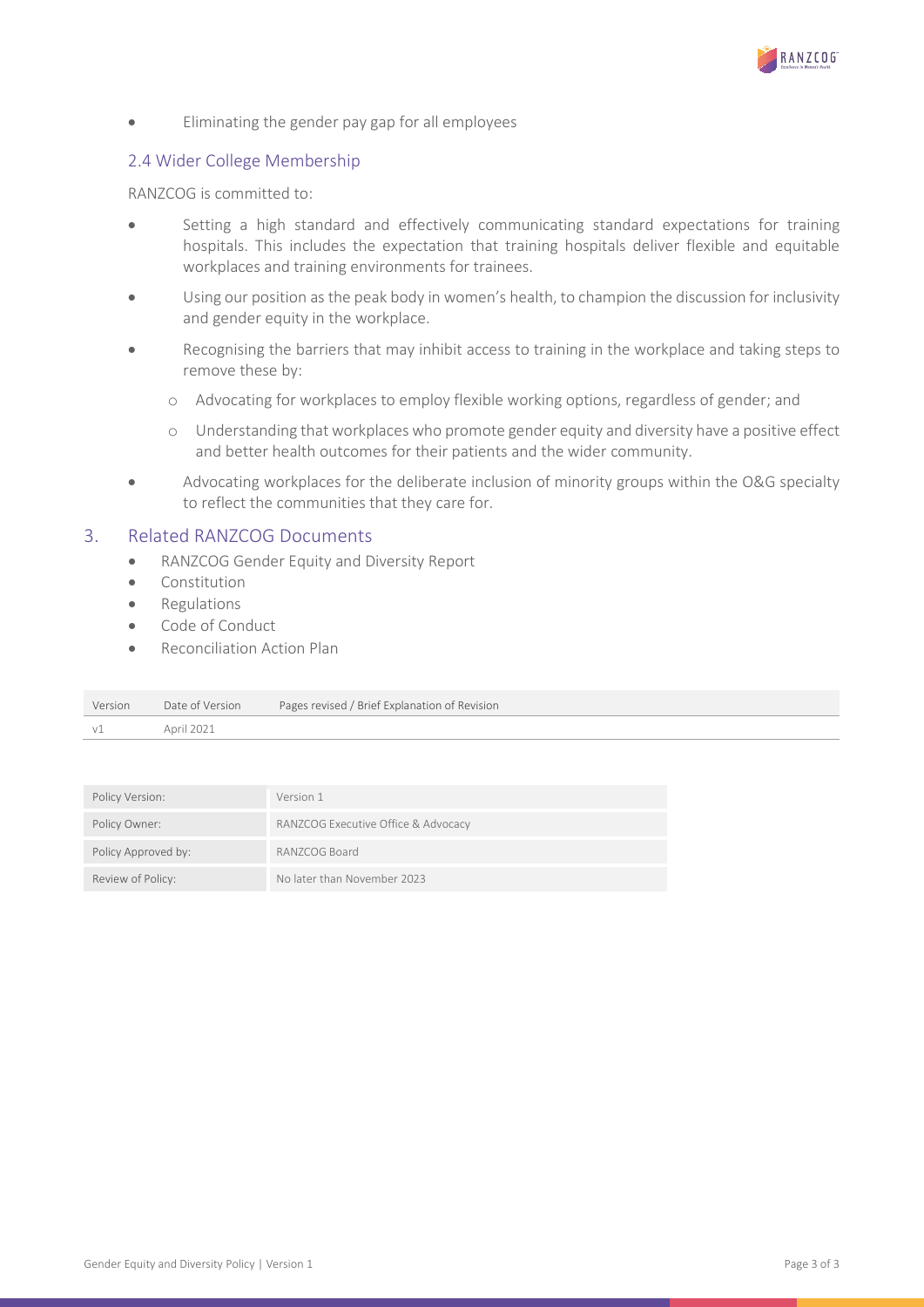- Eliminating the gender pay gap for all employees

### 2.4 Wider College Membership

RANZCOG is committed to:

- Setting a high standard and effectively communicating standard expectations for training hospitals. This includes the expectation that training hospitals deliver flexible and equitable workplaces and training environments for trainees.
- Using our position as the peak body in women's health, to champion the discussion for inclusivity and gender equity in the workplace.
- Recognising the barriers that may inhibit access to training in the workplace and taking steps to remove these by:
  - Advocating for workplaces to employ flexible working options, regardless of gender; and
  - Understanding that workplaces who promote gender equity and diversity have a positive effect and better health outcomes for their patients and the wider community.
- Advocating workplaces for the deliberate inclusion of minority groups within the O&G specialty to reflect the communities that they care for.

## 3. Related RANZCOG Documents

- RANZCOG Gender Equity and Diversity Report
- Constitution
- Regulations
- Code of Conduct
- Reconciliation Action Plan

| Version | Date of Version | Pages revised / Brief Explanation of Revision |
|---|---|---|
| v1 | April 2021 | |

| | |
|---|---|
| Policy Version: | Version 1 |
| Policy Owner: | RANZCOG Executive Office & Advocacy |
| Policy Approved by: | RANZCOG Board |
| Review of Policy: | No later than November 2023 |